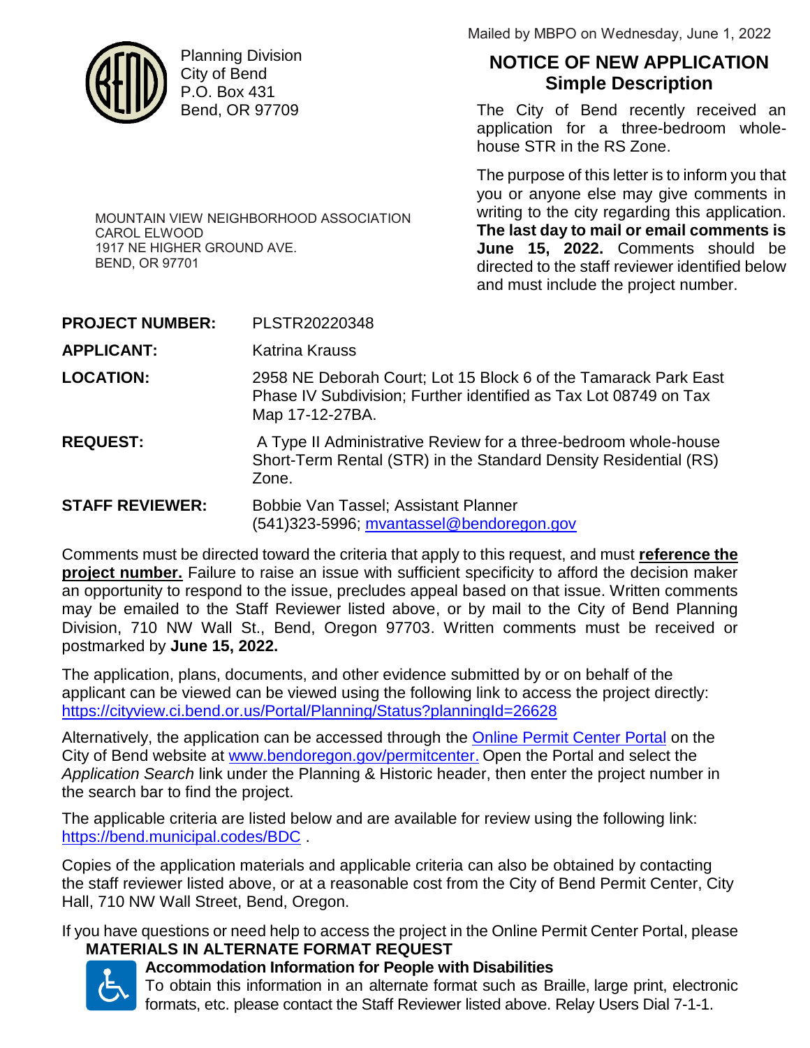Mailed by MBPO on Wednesday, June 1, 2022

Planning Division
City of Bend
P.O. Box 431
Bend, OR 97709

## NOTICE OF NEW APPLICATION
## Simple Description

The City of Bend recently received an application for a three-bedroom whole-house STR in the RS Zone.

The purpose of this letter is to inform you that you or anyone else may give comments in writing to the city regarding this application. **The last day to mail or email comments is June 15, 2022.** Comments should be directed to the staff reviewer identified below and must include the project number.

MOUNTAIN VIEW NEIGHBORHOOD ASSOCIATION
CAROL ELWOOD
1917 NE HIGHER GROUND AVE.
BEND, OR 97701

**PROJECT NUMBER:** PLSTR20220348

**APPLICANT:** Katrina Krauss

**LOCATION:** 2958 NE Deborah Court; Lot 15 Block 6 of the Tamarack Park East Phase IV Subdivision; Further identified as Tax Lot 08749 on Tax Map 17-12-27BA.

**REQUEST:** A Type II Administrative Review for a three-bedroom whole-house Short-Term Rental (STR) in the Standard Density Residential (RS) Zone.

**STAFF REVIEWER:** Bobbie Van Tassel; Assistant Planner
(541)323-5996; mvantassel@bendoregon.gov

Comments must be directed toward the criteria that apply to this request, and must **reference the project number.** Failure to raise an issue with sufficient specificity to afford the decision maker an opportunity to respond to the issue, precludes appeal based on that issue. Written comments may be emailed to the Staff Reviewer listed above, or by mail to the City of Bend Planning Division, 710 NW Wall St., Bend, Oregon 97703. Written comments must be received or postmarked by **June 15, 2022.**

The application, plans, documents, and other evidence submitted by or on behalf of the applicant can be viewed can be viewed using the following link to access the project directly: https://cityview.ci.bend.or.us/Portal/Planning/Status?planningId=26628

Alternatively, the application can be accessed through the Online Permit Center Portal on the City of Bend website at www.bendoregon.gov/permitcenter. Open the Portal and select the *Application Search* link under the Planning & Historic header, then enter the project number in the search bar to find the project.

The applicable criteria are listed below and are available for review using the following link: https://bend.municipal.codes/BDC .

Copies of the application materials and applicable criteria can also be obtained by contacting the staff reviewer listed above, or at a reasonable cost from the City of Bend Permit Center, City Hall, 710 NW Wall Street, Bend, Oregon.

If you have questions or need help to access the project in the Online Permit Center Portal, please

**MATERIALS IN ALTERNATE FORMAT REQUEST**

**Accommodation Information for People with Disabilities**

To obtain this information in an alternate format such as Braille, large print, electronic formats, etc. please contact the Staff Reviewer listed above. Relay Users Dial 7-1-1.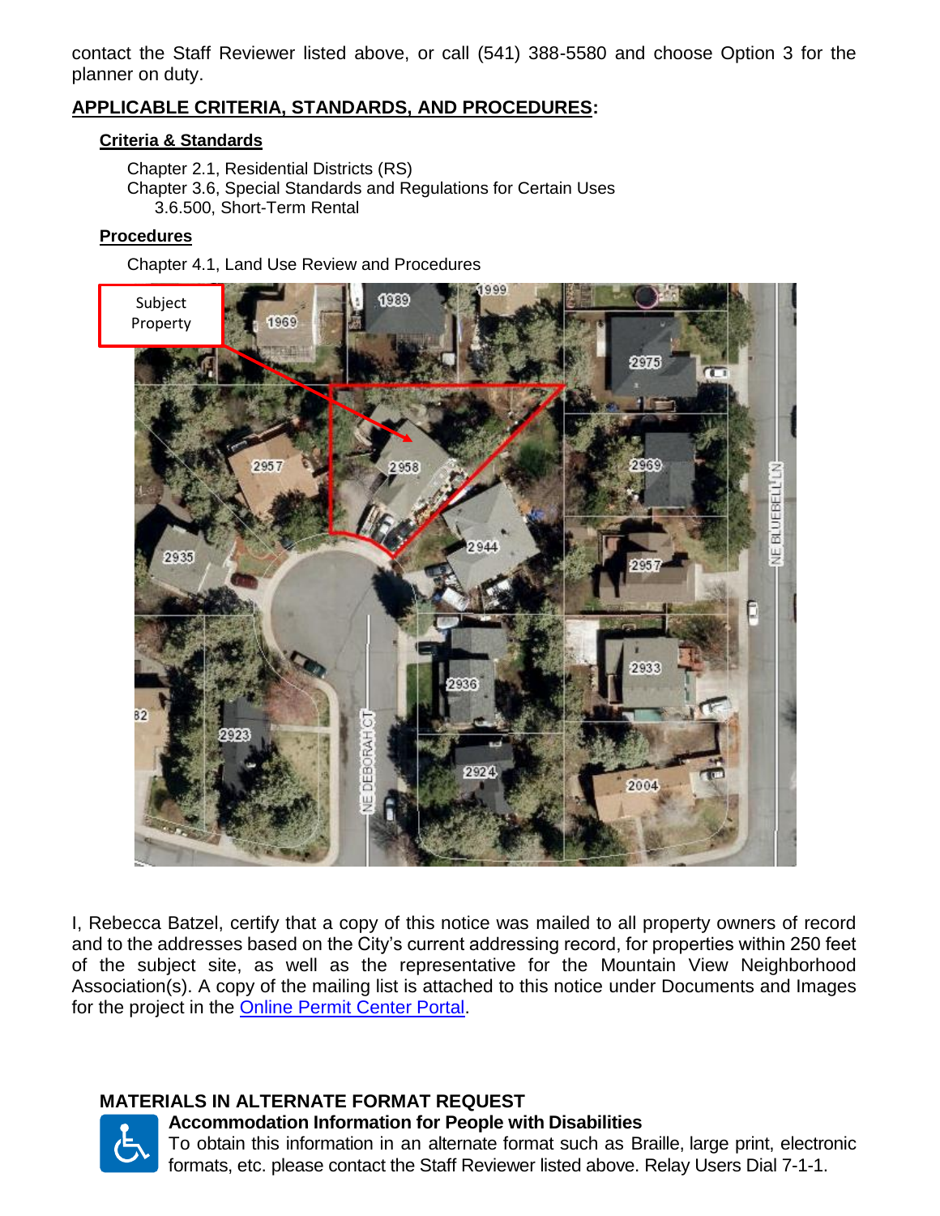contact the Staff Reviewer listed above, or call (541) 388-5580 and choose Option 3 for the planner on duty.

## APPLICABLE CRITERIA, STANDARDS, AND PROCEDURES:

### Criteria & Standards

Chapter 2.1, Residential Districts (RS)
Chapter 3.6, Special Standards and Regulations for Certain Uses
3.6.500, Short-Term Rental

### Procedures

Chapter 4.1, Land Use Review and Procedures

I, Rebecca Batzel, certify that a copy of this notice was mailed to all property owners of record and to the addresses based on the City's current addressing record, for properties within 250 feet of the subject site, as well as the representative for the Mountain View Neighborhood Association(s). A copy of the mailing list is attached to this notice under Documents and Images for the project in the Online Permit Center Portal.

### MATERIALS IN ALTERNATE FORMAT REQUEST

**Accommodation Information for People with Disabilities**
To obtain this information in an alternate format such as Braille, large print, electronic formats, etc. please contact the Staff Reviewer listed above. Relay Users Dial 7-1-1.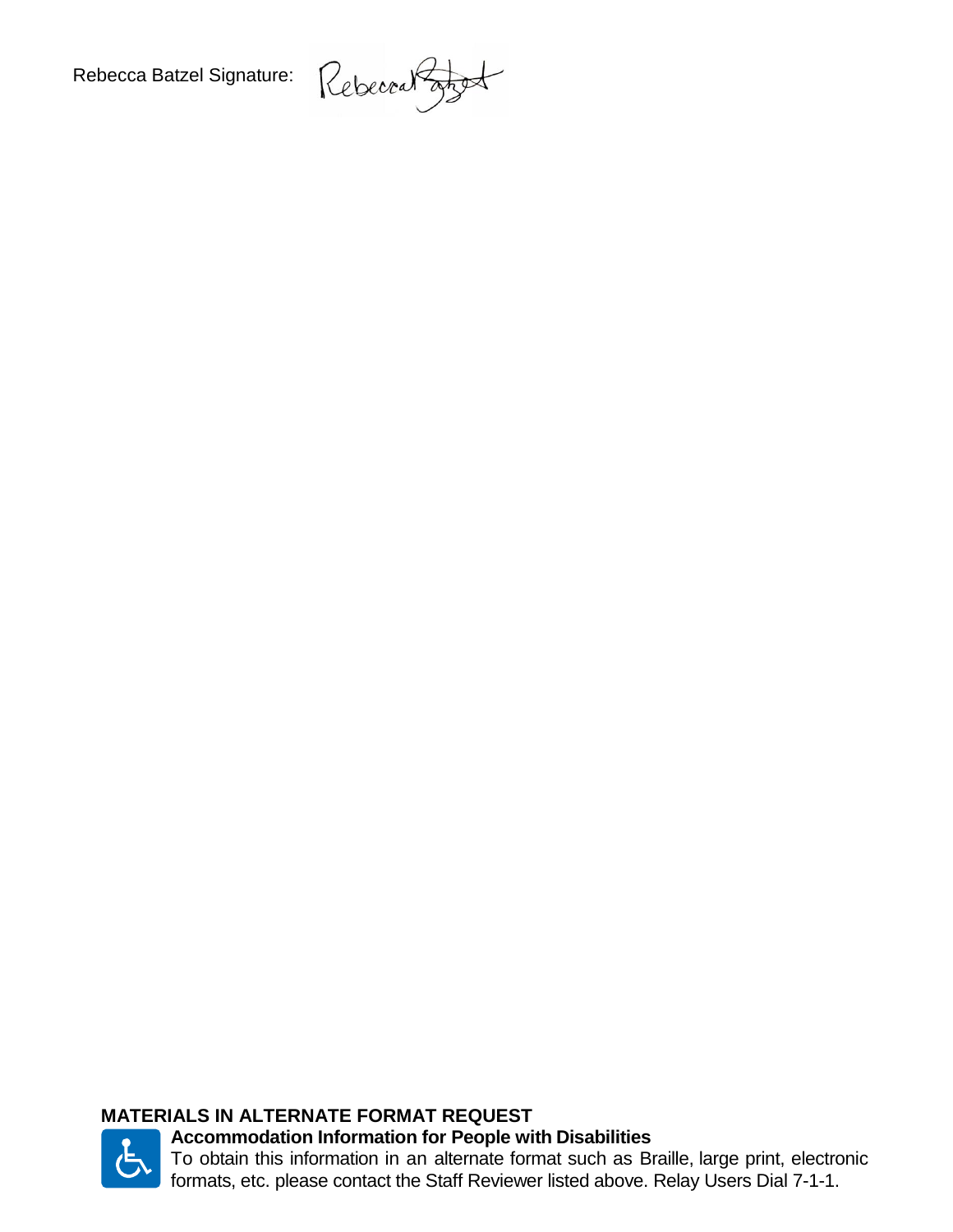Rebecca Batzel Signature: Rebecca Batzel

**MATERIALS IN ALTERNATE FORMAT REQUEST**

**Accommodation Information for People with Disabilities**

To obtain this information in an alternate format such as Braille, large print, electronic formats, etc. please contact the Staff Reviewer listed above. Relay Users Dial 7-1-1.